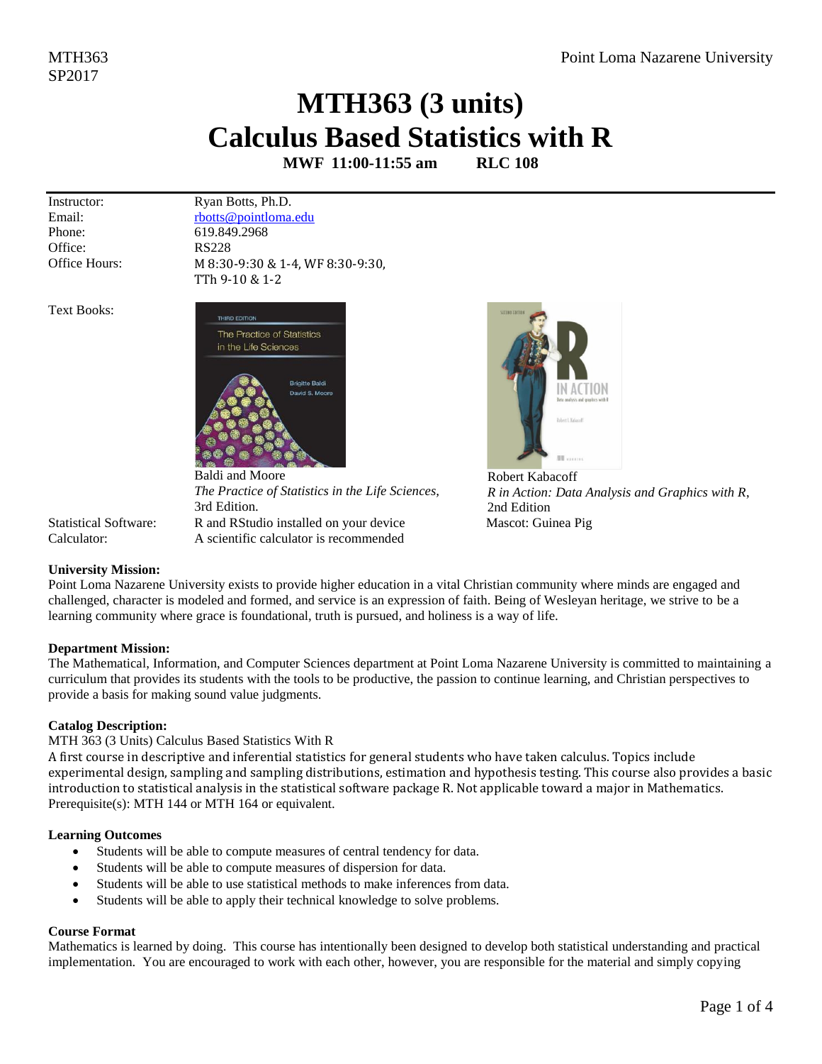MTH363
SP2017

Point Loma Nazarene University

# MTH363 (3 units)
# Calculus Based Statistics with R

**MWF 11:00-11:55 am RLC 108**

| | |
|---|---|
| Instructor: | Ryan Botts, Ph.D. |
| Email: | rbotts@pointloma.edu |
| Phone: | 619.849.2968 |
| Office: | RS228 |
| Office Hours: | M 8:30-9:30 & 1-4, WF 8:30-9:30, TTh 9-10 & 1-2 |

Text Books:

Baldi and Moore
*The Practice of Statistics in the Life Sciences*, 3rd Edition.

Robert Kabacoff
*R in Action: Data Analysis and Graphics with R*, 2nd Edition
Mascot: Guinea Pig

Statistical Software: R and RStudio installed on your device
Calculator: A scientific calculator is recommended

**University Mission:**
Point Loma Nazarene University exists to provide higher education in a vital Christian community where minds are engaged and challenged, character is modeled and formed, and service is an expression of faith. Being of Wesleyan heritage, we strive to be a learning community where grace is foundational, truth is pursued, and holiness is a way of life.

**Department Mission:**
The Mathematical, Information, and Computer Sciences department at Point Loma Nazarene University is committed to maintaining a curriculum that provides its students with the tools to be productive, the passion to continue learning, and Christian perspectives to provide a basis for making sound value judgments.

**Catalog Description:**
MTH 363 (3 Units) Calculus Based Statistics With R
A first course in descriptive and inferential statistics for general students who have taken calculus. Topics include experimental design, sampling and sampling distributions, estimation and hypothesis testing. This course also provides a basic introduction to statistical analysis in the statistical software package R. Not applicable toward a major in Mathematics.
Prerequisite(s): MTH 144 or MTH 164 or equivalent.

**Learning Outcomes**

- Students will be able to compute measures of central tendency for data.
- Students will be able to compute measures of dispersion for data.
- Students will be able to use statistical methods to make inferences from data.
- Students will be able to apply their technical knowledge to solve problems.

**Course Format**
Mathematics is learned by doing. This course has intentionally been designed to develop both statistical understanding and practical implementation. You are encouraged to work with each other, however, you are responsible for the material and simply copying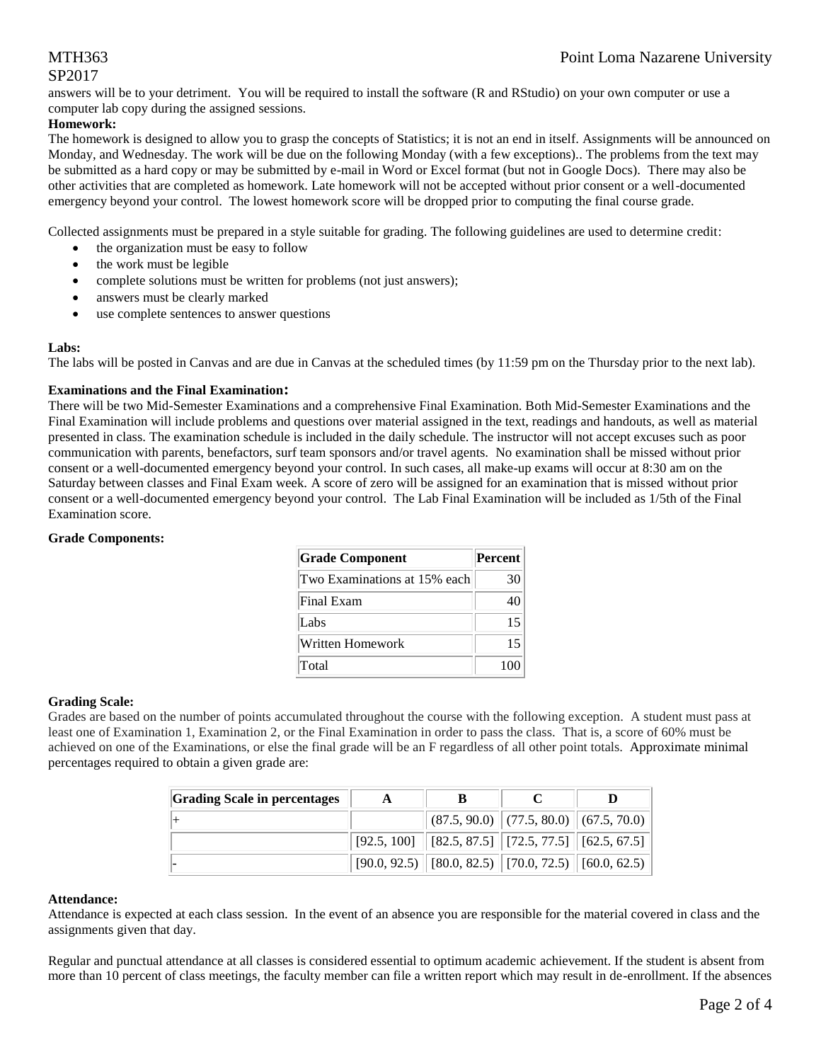answers will be to your detriment. You will be required to install the software (R and RStudio) on your own computer or use a computer lab copy during the assigned sessions.

**Homework:**

The homework is designed to allow you to grasp the concepts of Statistics; it is not an end in itself. Assignments will be announced on Monday, and Wednesday. The work will be due on the following Monday (with a few exceptions).. The problems from the text may be submitted as a hard copy or may be submitted by e-mail in Word or Excel format (but not in Google Docs). There may also be other activities that are completed as homework. Late homework will not be accepted without prior consent or a well-documented emergency beyond your control. The lowest homework score will be dropped prior to computing the final course grade.

Collected assignments must be prepared in a style suitable for grading. The following guidelines are used to determine credit:

- the organization must be easy to follow
- the work must be legible
- complete solutions must be written for problems (not just answers);
- answers must be clearly marked
- use complete sentences to answer questions

**Labs:**

The labs will be posted in Canvas and are due in Canvas at the scheduled times (by 11:59 pm on the Thursday prior to the next lab).

**Examinations and the Final Examination:**

There will be two Mid-Semester Examinations and a comprehensive Final Examination. Both Mid-Semester Examinations and the Final Examination will include problems and questions over material assigned in the text, readings and handouts, as well as material presented in class. The examination schedule is included in the daily schedule. The instructor will not accept excuses such as poor communication with parents, benefactors, surf team sponsors and/or travel agents. No examination shall be missed without prior consent or a well-documented emergency beyond your control. In such cases, all make-up exams will occur at 8:30 am on the Saturday between classes and Final Exam week. A score of zero will be assigned for an examination that is missed without prior consent or a well-documented emergency beyond your control. The Lab Final Examination will be included as 1/5th of the Final Examination score.

**Grade Components:**

| Grade Component | Percent |
|---|---|
| Two Examinations at 15% each | 30 |
| Final Exam | 40 |
| Labs | 15 |
| Written Homework | 15 |
| Total | 100 |

**Grading Scale:**

Grades are based on the number of points accumulated throughout the course with the following exception. A student must pass at least one of Examination 1, Examination 2, or the Final Examination in order to pass the class. That is, a score of 60% must be achieved on one of the Examinations, or else the final grade will be an F regardless of all other point totals. Approximate minimal percentages required to obtain a given grade are:

| Grading Scale in percentages | A | B | C | D |
|---|---|---|---|---|
| + | | (87.5, 90.0) | (77.5, 80.0) | (67.5, 70.0) |
| | [92.5, 100] | [82.5, 87.5] | [72.5, 77.5] | [62.5, 67.5] |
| - | [90.0, 92.5) | [80.0, 82.5) | [70.0, 72.5) | [60.0, 62.5) |

**Attendance:**

Attendance is expected at each class session. In the event of an absence you are responsible for the material covered in class and the assignments given that day.

Regular and punctual attendance at all classes is considered essential to optimum academic achievement. If the student is absent from more than 10 percent of class meetings, the faculty member can file a written report which may result in de-enrollment. If the absences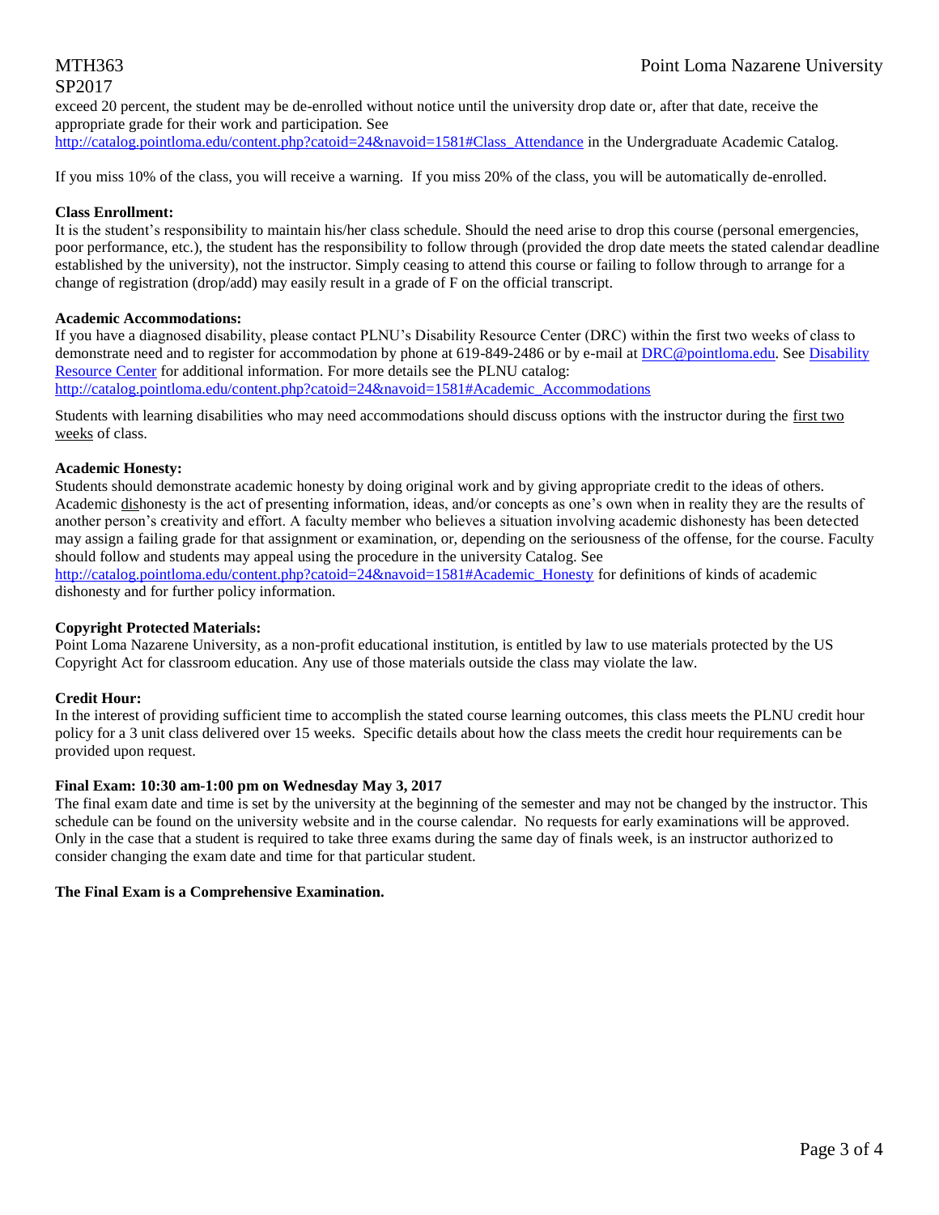exceed 20 percent, the student may be de-enrolled without notice until the university drop date or, after that date, receive the appropriate grade for their work and participation. See http://catalog.pointloma.edu/content.php?catoid=24&navoid=1581#Class_Attendance in the Undergraduate Academic Catalog.

If you miss 10% of the class, you will receive a warning. If you miss 20% of the class, you will be automatically de-enrolled.

**Class Enrollment:**
It is the student's responsibility to maintain his/her class schedule. Should the need arise to drop this course (personal emergencies, poor performance, etc.), the student has the responsibility to follow through (provided the drop date meets the stated calendar deadline established by the university), not the instructor. Simply ceasing to attend this course or failing to follow through to arrange for a change of registration (drop/add) may easily result in a grade of F on the official transcript.

**Academic Accommodations:**
If you have a diagnosed disability, please contact PLNU's Disability Resource Center (DRC) within the first two weeks of class to demonstrate need and to register for accommodation by phone at 619-849-2486 or by e-mail at DRC@pointloma.edu. See Disability Resource Center for additional information. For more details see the PLNU catalog: http://catalog.pointloma.edu/content.php?catoid=24&navoid=1581#Academic_Accommodations

Students with learning disabilities who may need accommodations should discuss options with the instructor during the first two weeks of class.

**Academic Honesty:**
Students should demonstrate academic honesty by doing original work and by giving appropriate credit to the ideas of others. Academic dishonesty is the act of presenting information, ideas, and/or concepts as one's own when in reality they are the results of another person's creativity and effort. A faculty member who believes a situation involving academic dishonesty has been detected may assign a failing grade for that assignment or examination, or, depending on the seriousness of the offense, for the course. Faculty should follow and students may appeal using the procedure in the university Catalog. See http://catalog.pointloma.edu/content.php?catoid=24&navoid=1581#Academic_Honesty for definitions of kinds of academic dishonesty and for further policy information.

**Copyright Protected Materials:**
Point Loma Nazarene University, as a non-profit educational institution, is entitled by law to use materials protected by the US Copyright Act for classroom education. Any use of those materials outside the class may violate the law.

**Credit Hour:**
In the interest of providing sufficient time to accomplish the stated course learning outcomes, this class meets the PLNU credit hour policy for a 3 unit class delivered over 15 weeks. Specific details about how the class meets the credit hour requirements can be provided upon request.

**Final Exam: 10:30 am-1:00 pm on Wednesday May 3, 2017**
The final exam date and time is set by the university at the beginning of the semester and may not be changed by the instructor. This schedule can be found on the university website and in the course calendar. No requests for early examinations will be approved. Only in the case that a student is required to take three exams during the same day of finals week, is an instructor authorized to consider changing the exam date and time for that particular student.

**The Final Exam is a Comprehensive Examination.**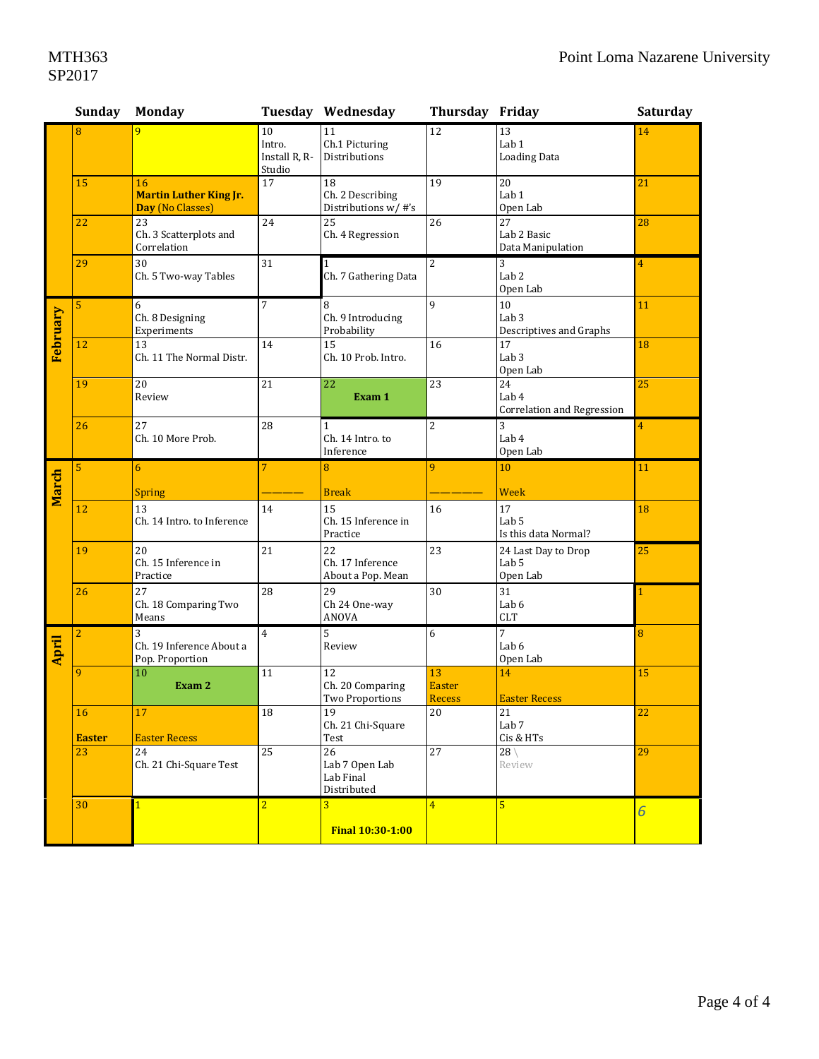| | Sunday | Monday | Tuesday | Wednesday | Thursday | Friday | Saturday |
|---|---|---|---|---|---|---|---|
| | 8 | 9 | 10 Intro. Install R, R-Studio | 11 Ch.1 Picturing Distributions | 12 | 13 Lab 1 Loading Data | 14 |
| | 15 | 16 **Martin Luther King Jr. Day** (No Classes) | 17 | 18 Ch. 2 Describing Distributions w/ #'s | 19 | 20 Lab 1 Open Lab | 21 |
| | 22 | 23 Ch. 3 Scatterplots and Correlation | 24 | 25 Ch. 4 Regression | 26 | 27 Lab 2 Basic Data Manipulation | 28 |
| | 29 | 30 Ch. 5 Two-way Tables | 31 | 1 Ch. 7 Gathering Data | 2 | 3 Lab 2 Open Lab | 4 |
| **February** | 5 | 6 Ch. 8 Designing Experiments | 7 | 8 Ch. 9 Introducing Probability | 9 | 10 Lab 3 Descriptives and Graphs | 11 |
| | 12 | 13 Ch. 11 The Normal Distr. | 14 | 15 Ch. 10 Prob. Intro. | 16 | 17 Lab 3 Open Lab | 18 |
| | 19 | 20 Review | 21 | 22 **Exam 1** | 23 | 24 Lab 4 Correlation and Regression | 25 |
| | 26 | 27 Ch. 10 More Prob. | 28 | 1 Ch. 14 Intro. to Inference | 2 | 3 Lab 4 Open Lab | 4 |
| **March** | 5 | 6 Spring | 7 ———— | 8 Break | 9 ———— | 10 Week | 11 |
| | 12 | 13 Ch. 14 Intro. to Inference | 14 | 15 Ch. 15 Inference in Practice | 16 | 17 Lab 5 Is this data Normal? | 18 |
| | 19 | 20 Ch. 15 Inference in Practice | 21 | 22 Ch. 17 Inference About a Pop. Mean | 23 | 24 Last Day to Drop Lab 5 Open Lab | 25 |
| | 26 | 27 Ch. 18 Comparing Two Means | 28 | 29 Ch 24 One-way ANOVA | 30 | 31 Lab 6 CLT | 1 |
| **April** | 2 | 3 Ch. 19 Inference About a Pop. Proportion | 4 | 5 Review | 6 | 7 Lab 6 Open Lab | 8 |
| | 9 | 10 **Exam 2** | 11 | 12 Ch. 20 Comparing Two Proportions | 13 Easter Recess | 14 Easter Recess | 15 |
| | 16 **Easter** | 17 Easter Recess | 18 | 19 Ch. 21 Chi-Square Test | 20 | 21 Lab 7 Cis & HTs | 22 |
| | 23 | 24 Ch. 21 Chi-Square Test | 25 | 26 Lab 7 Open Lab Lab Final Distributed | 27 | 28 \ Review | 29 |
| | 30 | 1 | 2 | 3 **Final 10:30-1:00** | 4 | 5 | 6 |